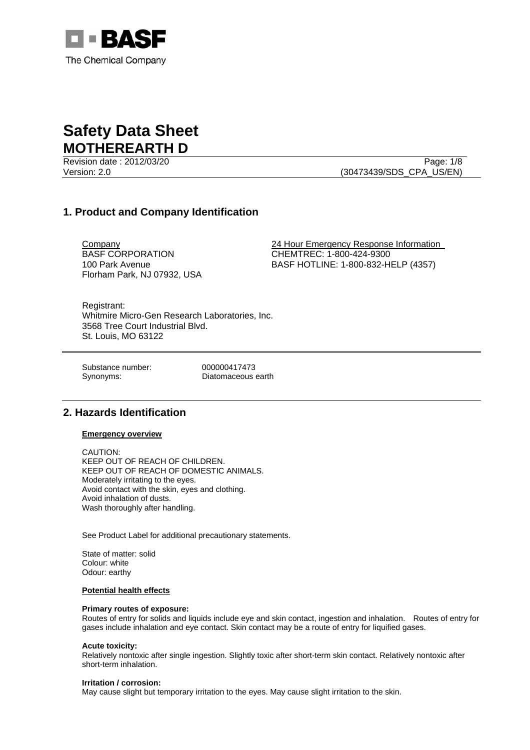# Safety Data Sheet

## MOTHEREARTH D

Revision date : 2012/03/20

Version: 2.0

(30473439/SDS_CPA_US/EN)

## 1. Product and Company Identification

Company
BASF CORPORATION
100 Park Avenue
Florham Park, NJ 07932, USA

24 Hour Emergency Response Information
CHEMTREC: 1-800-424-9300
BASF HOTLINE: 1-800-832-HELP (4357)

Registrant:
Whitmire Micro-Gen Research Laboratories, Inc.
3568 Tree Court Industrial Blvd.
St. Louis, MO 63122

Substance number: 000000417473
Synonyms: Diatomaceous earth

## 2. Hazards Identification

**Emergency overview**

CAUTION:
KEEP OUT OF REACH OF CHILDREN.
KEEP OUT OF REACH OF DOMESTIC ANIMALS.
Moderately irritating to the eyes.
Avoid contact with the skin, eyes and clothing.
Avoid inhalation of dusts.
Wash thoroughly after handling.

See Product Label for additional precautionary statements.

State of matter: solid
Colour: white
Odour: earthy

**Potential health effects**

**Primary routes of exposure:**
Routes of entry for solids and liquids include eye and skin contact, ingestion and inhalation. Routes of entry for gases include inhalation and eye contact. Skin contact may be a route of entry for liquified gases.

**Acute toxicity:**
Relatively nontoxic after single ingestion. Slightly toxic after short-term skin contact. Relatively nontoxic after short-term inhalation.

**Irritation / corrosion:**
May cause slight but temporary irritation to the eyes. May cause slight irritation to the skin.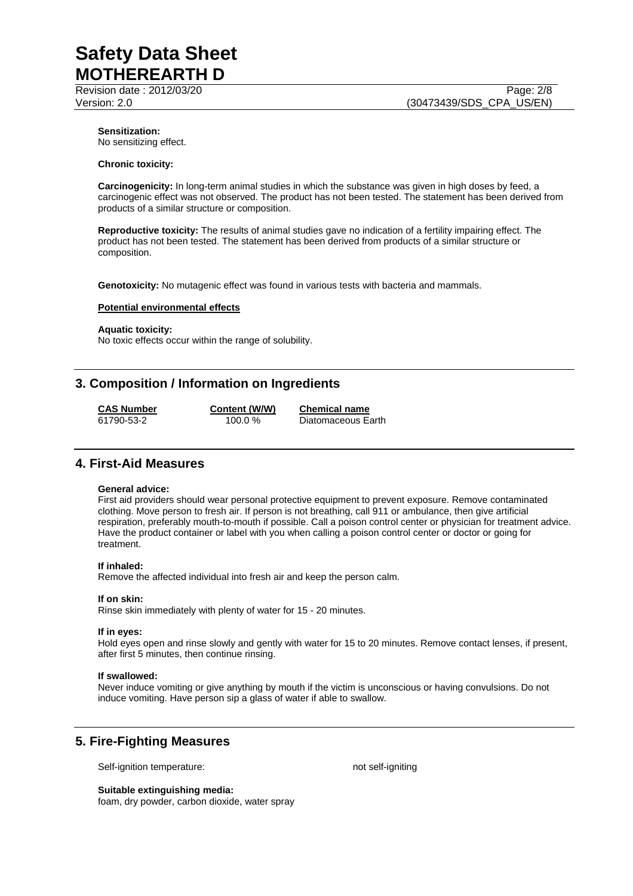**Sensitization:**
No sensitizing effect.

**Chronic toxicity:**

**Carcinogenicity:** In long-term animal studies in which the substance was given in high doses by feed, a carcinogenic effect was not observed. The product has not been tested. The statement has been derived from products of a similar structure or composition.

**Reproductive toxicity:** The results of animal studies gave no indication of a fertility impairing effect. The product has not been tested. The statement has been derived from products of a similar structure or composition.

**Genotoxicity:** No mutagenic effect was found in various tests with bacteria and mammals.

**Potential environmental effects**

**Aquatic toxicity:**
No toxic effects occur within the range of solubility.

## 3. Composition / Information on Ingredients

| CAS Number | Content (W/W) | Chemical name |
|---|---|---|
| 61790-53-2 | 100.0 % | Diatomaceous Earth |

## 4. First-Aid Measures

**General advice:**
First aid providers should wear personal protective equipment to prevent exposure. Remove contaminated clothing. Move person to fresh air. If person is not breathing, call 911 or ambulance, then give artificial respiration, preferably mouth-to-mouth if possible. Call a poison control center or physician for treatment advice. Have the product container or label with you when calling a poison control center or doctor or going for treatment.

**If inhaled:**
Remove the affected individual into fresh air and keep the person calm.

**If on skin:**
Rinse skin immediately with plenty of water for 15 - 20 minutes.

**If in eyes:**
Hold eyes open and rinse slowly and gently with water for 15 to 20 minutes. Remove contact lenses, if present, after first 5 minutes, then continue rinsing.

**If swallowed:**
Never induce vomiting or give anything by mouth if the victim is unconscious or having convulsions. Do not induce vomiting. Have person sip a glass of water if able to swallow.

## 5. Fire-Fighting Measures

Self-ignition temperature: not self-igniting

**Suitable extinguishing media:**
foam, dry powder, carbon dioxide, water spray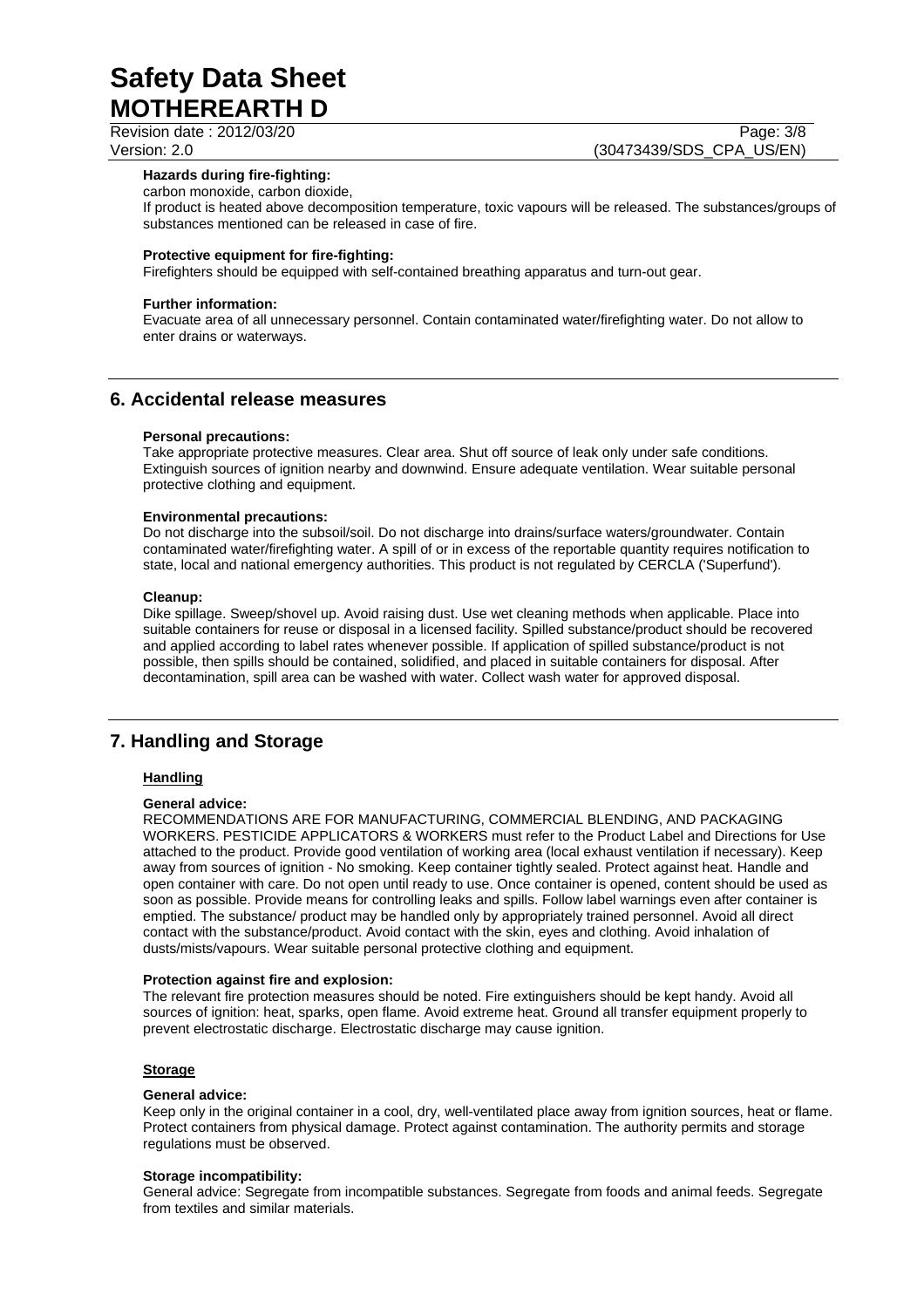**Hazards during fire-fighting:**
carbon monoxide, carbon dioxide,
If product is heated above decomposition temperature, toxic vapours will be released. The substances/groups of substances mentioned can be released in case of fire.

**Protective equipment for fire-fighting:**
Firefighters should be equipped with self-contained breathing apparatus and turn-out gear.

**Further information:**
Evacuate area of all unnecessary personnel. Contain contaminated water/firefighting water. Do not allow to enter drains or waterways.

## 6. Accidental release measures

**Personal precautions:**
Take appropriate protective measures. Clear area. Shut off source of leak only under safe conditions. Extinguish sources of ignition nearby and downwind. Ensure adequate ventilation. Wear suitable personal protective clothing and equipment.

**Environmental precautions:**
Do not discharge into the subsoil/soil. Do not discharge into drains/surface waters/groundwater. Contain contaminated water/firefighting water. A spill of or in excess of the reportable quantity requires notification to state, local and national emergency authorities. This product is not regulated by CERCLA ('Superfund').

**Cleanup:**
Dike spillage. Sweep/shovel up. Avoid raising dust. Use wet cleaning methods when applicable. Place into suitable containers for reuse or disposal in a licensed facility. Spilled substance/product should be recovered and applied according to label rates whenever possible. If application of spilled substance/product is not possible, then spills should be contained, solidified, and placed in suitable containers for disposal. After decontamination, spill area can be washed with water. Collect wash water for approved disposal.

## 7. Handling and Storage

### Handling

**General advice:**
RECOMMENDATIONS ARE FOR MANUFACTURING, COMMERCIAL BLENDING, AND PACKAGING WORKERS. PESTICIDE APPLICATORS & WORKERS must refer to the Product Label and Directions for Use attached to the product. Provide good ventilation of working area (local exhaust ventilation if necessary). Keep away from sources of ignition - No smoking. Keep container tightly sealed. Protect against heat. Handle and open container with care. Do not open until ready to use. Once container is opened, content should be used as soon as possible. Provide means for controlling leaks and spills. Follow label warnings even after container is emptied. The substance/ product may be handled only by appropriately trained personnel. Avoid all direct contact with the substance/product. Avoid contact with the skin, eyes and clothing. Avoid inhalation of dusts/mists/vapours. Wear suitable personal protective clothing and equipment.

**Protection against fire and explosion:**
The relevant fire protection measures should be noted. Fire extinguishers should be kept handy. Avoid all sources of ignition: heat, sparks, open flame. Avoid extreme heat. Ground all transfer equipment properly to prevent electrostatic discharge. Electrostatic discharge may cause ignition.

### Storage

**General advice:**
Keep only in the original container in a cool, dry, well-ventilated place away from ignition sources, heat or flame. Protect containers from physical damage. Protect against contamination. The authority permits and storage regulations must be observed.

**Storage incompatibility:**
General advice: Segregate from incompatible substances. Segregate from foods and animal feeds. Segregate from textiles and similar materials.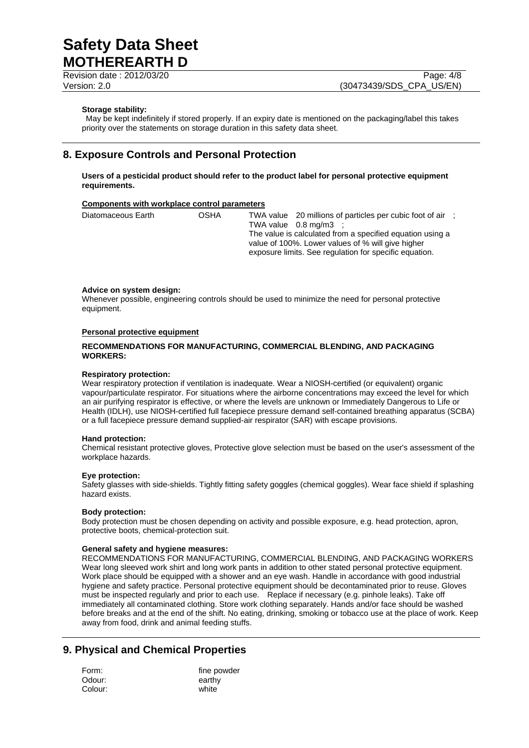**Storage stability:**
May be kept indefinitely if stored properly. If an expiry date is mentioned on the packaging/label this takes priority over the statements on storage duration in this safety data sheet.

## 8. Exposure Controls and Personal Protection

**Users of a pesticidal product should refer to the product label for personal protective equipment requirements.**

**Components with workplace control parameters**

| | | |
|---|---|---|
| Diatomaceous Earth | OSHA | TWA value 20 millions of particles per cubic foot of air ; TWA value 0.8 mg/m3 ; The value is calculated from a specified equation using a value of 100%. Lower values of % will give higher exposure limits. See regulation for specific equation. |

**Advice on system design:**
Whenever possible, engineering controls should be used to minimize the need for personal protective equipment.

**Personal protective equipment**

**RECOMMENDATIONS FOR MANUFACTURING, COMMERCIAL BLENDING, AND PACKAGING WORKERS:**

**Respiratory protection:**
Wear respiratory protection if ventilation is inadequate. Wear a NIOSH-certified (or equivalent) organic vapour/particulate respirator. For situations where the airborne concentrations may exceed the level for which an air purifying respirator is effective, or where the levels are unknown or Immediately Dangerous to Life or Health (IDLH), use NIOSH-certified full facepiece pressure demand self-contained breathing apparatus (SCBA) or a full facepiece pressure demand supplied-air respirator (SAR) with escape provisions.

**Hand protection:**
Chemical resistant protective gloves, Protective glove selection must be based on the user's assessment of the workplace hazards.

**Eye protection:**
Safety glasses with side-shields. Tightly fitting safety goggles (chemical goggles). Wear face shield if splashing hazard exists.

**Body protection:**
Body protection must be chosen depending on activity and possible exposure, e.g. head protection, apron, protective boots, chemical-protection suit.

**General safety and hygiene measures:**
RECOMMENDATIONS FOR MANUFACTURING, COMMERCIAL BLENDING, AND PACKAGING WORKERS Wear long sleeved work shirt and long work pants in addition to other stated personal protective equipment. Work place should be equipped with a shower and an eye wash. Handle in accordance with good industrial hygiene and safety practice. Personal protective equipment should be decontaminated prior to reuse. Gloves must be inspected regularly and prior to each use. Replace if necessary (e.g. pinhole leaks). Take off immediately all contaminated clothing. Store work clothing separately. Hands and/or face should be washed before breaks and at the end of the shift. No eating, drinking, smoking or tobacco use at the place of work. Keep away from food, drink and animal feeding stuffs.

## 9. Physical and Chemical Properties

| | |
|---|---|
| Form: | fine powder |
| Odour: | earthy |
| Colour: | white |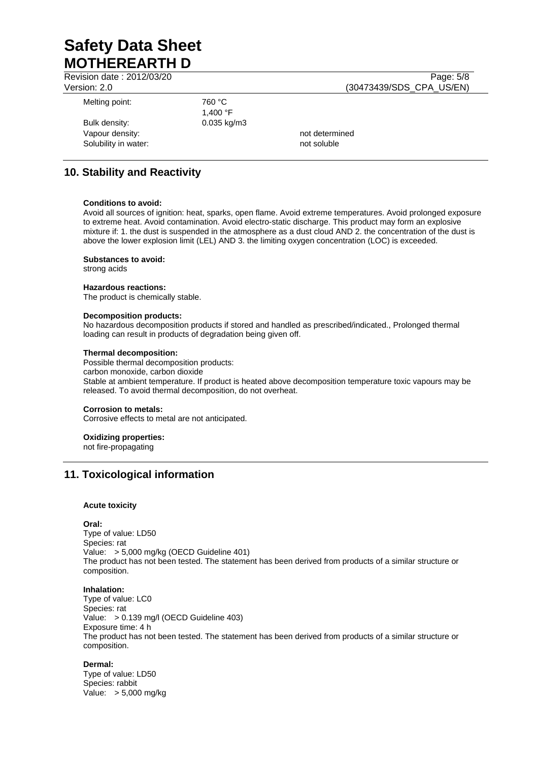| | | |
|---|---|---|
| Melting point: | 760 °C<br>1,400 °F | |
| Bulk density: | 0.035 kg/m3 | |
| Vapour density: | | not determined |
| Solubility in water: | | not soluble |

## 10. Stability and Reactivity

**Conditions to avoid:**
Avoid all sources of ignition: heat, sparks, open flame. Avoid extreme temperatures. Avoid prolonged exposure to extreme heat. Avoid contamination. Avoid electro-static discharge. This product may form an explosive mixture if: 1. the dust is suspended in the atmosphere as a dust cloud AND 2. the concentration of the dust is above the lower explosion limit (LEL) AND 3. the limiting oxygen concentration (LOC) is exceeded.

**Substances to avoid:**
strong acids

**Hazardous reactions:**
The product is chemically stable.

**Decomposition products:**
No hazardous decomposition products if stored and handled as prescribed/indicated., Prolonged thermal loading can result in products of degradation being given off.

**Thermal decomposition:**
Possible thermal decomposition products:
carbon monoxide, carbon dioxide
Stable at ambient temperature. If product is heated above decomposition temperature toxic vapours may be released. To avoid thermal decomposition, do not overheat.

**Corrosion to metals:**
Corrosive effects to metal are not anticipated.

**Oxidizing properties:**
not fire-propagating

## 11. Toxicological information

**Acute toxicity**

**Oral:**
Type of value: LD50
Species: rat
Value: > 5,000 mg/kg (OECD Guideline 401)
The product has not been tested. The statement has been derived from products of a similar structure or composition.

**Inhalation:**
Type of value: LC0
Species: rat
Value: > 0.139 mg/l (OECD Guideline 403)
Exposure time: 4 h
The product has not been tested. The statement has been derived from products of a similar structure or composition.

**Dermal:**
Type of value: LD50
Species: rabbit
Value: > 5,000 mg/kg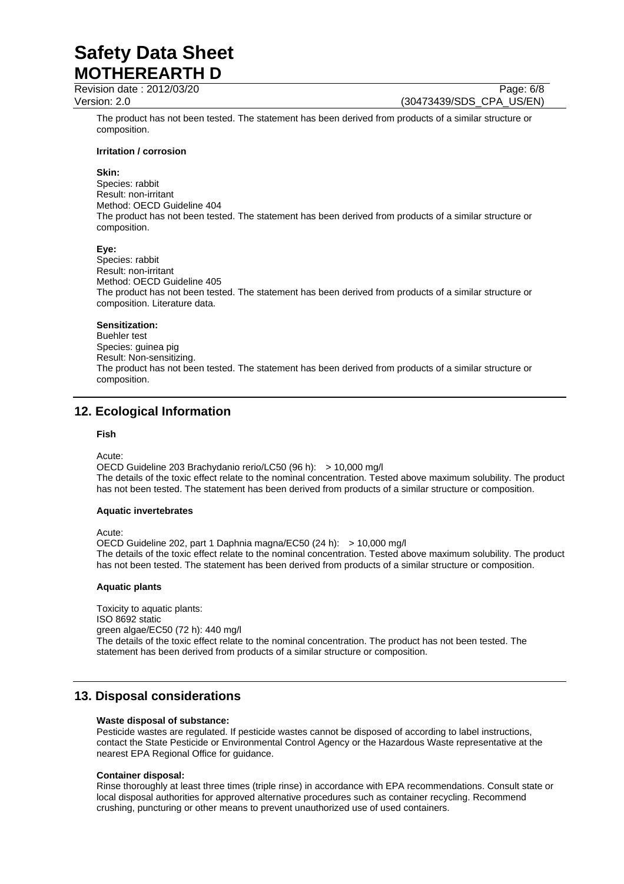The product has not been tested. The statement has been derived from products of a similar structure or composition.

**Irritation / corrosion**

**Skin:**
Species: rabbit
Result: non-irritant
Method: OECD Guideline 404
The product has not been tested. The statement has been derived from products of a similar structure or composition.

**Eye:**
Species: rabbit
Result: non-irritant
Method: OECD Guideline 405
The product has not been tested. The statement has been derived from products of a similar structure or composition. Literature data.

**Sensitization:**
Buehler test
Species: guinea pig
Result: Non-sensitizing.
The product has not been tested. The statement has been derived from products of a similar structure or composition.

## 12. Ecological Information

**Fish**

Acute:
OECD Guideline 203 Brachydanio rerio/LC50 (96 h): > 10,000 mg/l
The details of the toxic effect relate to the nominal concentration. Tested above maximum solubility. The product has not been tested. The statement has been derived from products of a similar structure or composition.

**Aquatic invertebrates**

Acute:
OECD Guideline 202, part 1 Daphnia magna/EC50 (24 h): > 10,000 mg/l
The details of the toxic effect relate to the nominal concentration. Tested above maximum solubility. The product has not been tested. The statement has been derived from products of a similar structure or composition.

**Aquatic plants**

Toxicity to aquatic plants:
ISO 8692 static
green algae/EC50 (72 h): 440 mg/l
The details of the toxic effect relate to the nominal concentration. The product has not been tested. The statement has been derived from products of a similar structure or composition.

## 13. Disposal considerations

**Waste disposal of substance:**
Pesticide wastes are regulated. If pesticide wastes cannot be disposed of according to label instructions, contact the State Pesticide or Environmental Control Agency or the Hazardous Waste representative at the nearest EPA Regional Office for guidance.

**Container disposal:**
Rinse thoroughly at least three times (triple rinse) in accordance with EPA recommendations. Consult state or local disposal authorities for approved alternative procedures such as container recycling. Recommend crushing, puncturing or other means to prevent unauthorized use of used containers.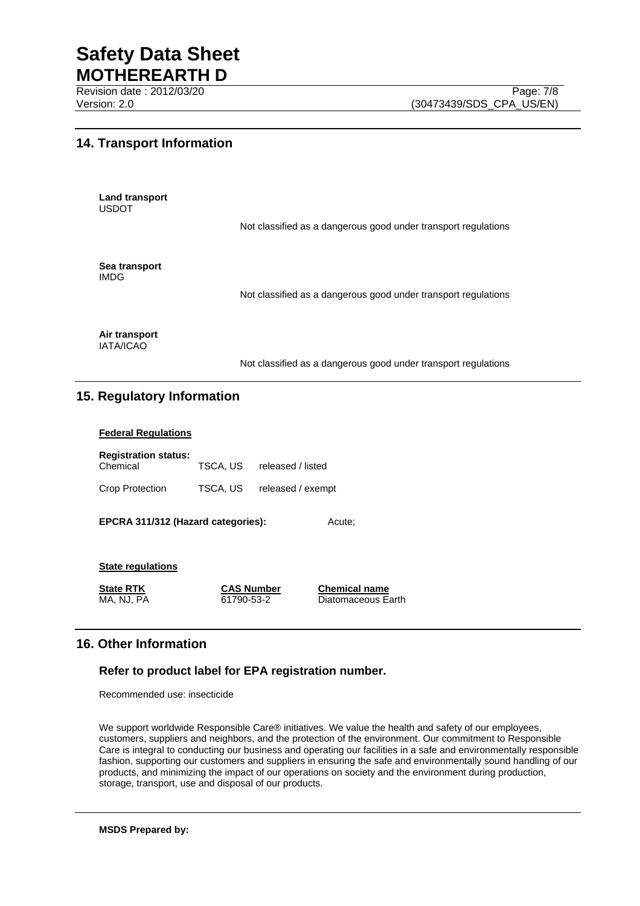## 14. Transport Information

**Land transport**
USDOT

Not classified as a dangerous good under transport regulations

**Sea transport**
IMDG

Not classified as a dangerous good under transport regulations

**Air transport**
IATA/ICAO

Not classified as a dangerous good under transport regulations

## 15. Regulatory Information

**Federal Regulations**

**Registration status:**

| | | |
|---|---|---|
| Chemical | TSCA, US | released / listed |
| Crop Protection | TSCA, US | released / exempt |

**EPCRA 311/312 (Hazard categories):** Acute;

**State regulations**

| State RTK | CAS Number | Chemical name |
|---|---|---|
| MA, NJ, PA | 61790-53-2 | Diatomaceous Earth |

## 16. Other Information

### Refer to product label for EPA registration number.

Recommended use: insecticide

We support worldwide Responsible Care® initiatives. We value the health and safety of our employees, customers, suppliers and neighbors, and the protection of the environment. Our commitment to Responsible Care is integral to conducting our business and operating our facilities in a safe and environmentally responsible fashion, supporting our customers and suppliers in ensuring the safe and environmentally sound handling of our products, and minimizing the impact of our operations on society and the environment during production, storage, transport, use and disposal of our products.

**MSDS Prepared by:**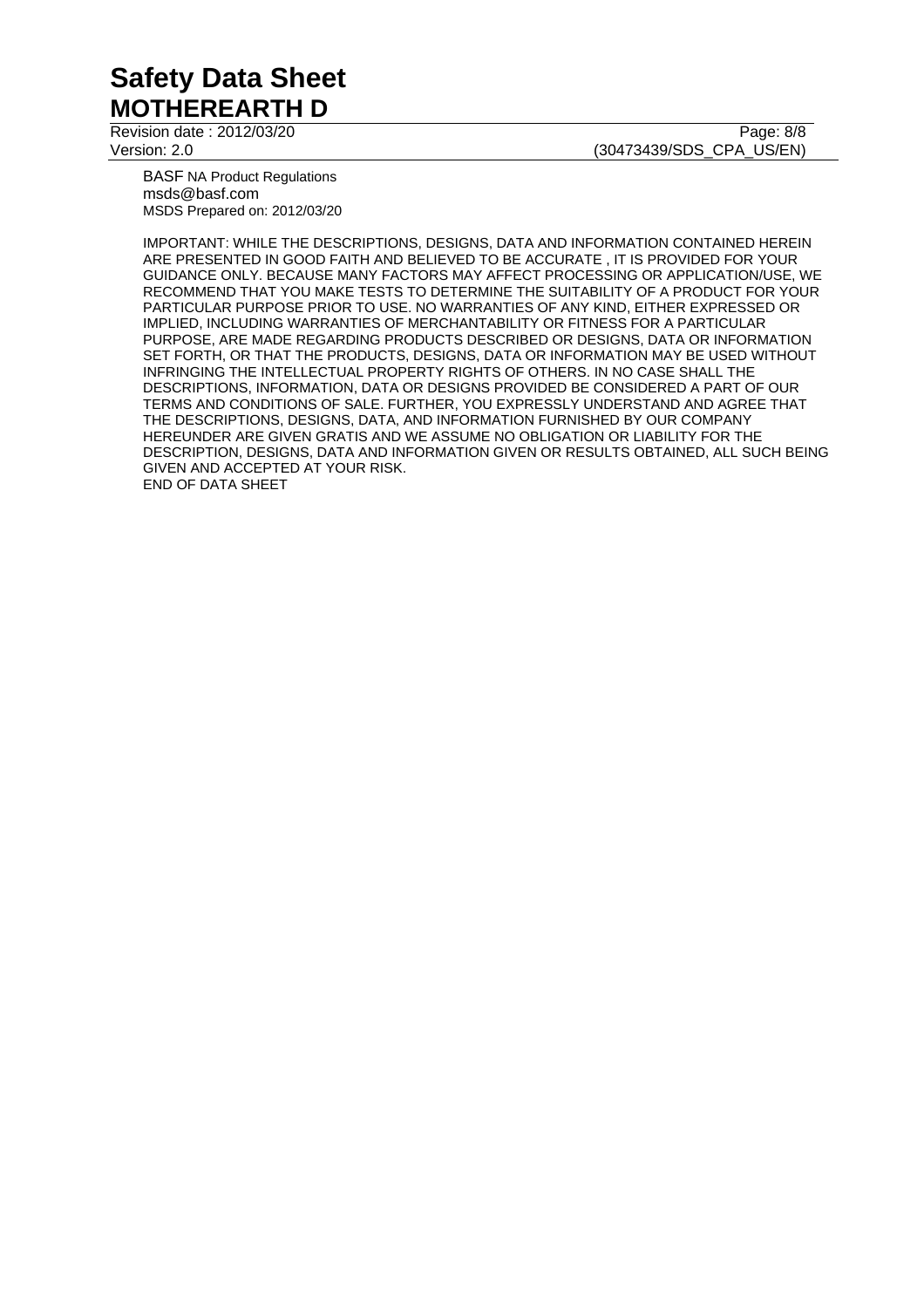BASF NA Product Regulations
msds@basf.com
MSDS Prepared on: 2012/03/20

IMPORTANT: WHILE THE DESCRIPTIONS, DESIGNS, DATA AND INFORMATION CONTAINED HEREIN ARE PRESENTED IN GOOD FAITH AND BELIEVED TO BE ACCURATE , IT IS PROVIDED FOR YOUR GUIDANCE ONLY. BECAUSE MANY FACTORS MAY AFFECT PROCESSING OR APPLICATION/USE, WE RECOMMEND THAT YOU MAKE TESTS TO DETERMINE THE SUITABILITY OF A PRODUCT FOR YOUR PARTICULAR PURPOSE PRIOR TO USE. NO WARRANTIES OF ANY KIND, EITHER EXPRESSED OR IMPLIED, INCLUDING WARRANTIES OF MERCHANTABILITY OR FITNESS FOR A PARTICULAR PURPOSE, ARE MADE REGARDING PRODUCTS DESCRIBED OR DESIGNS, DATA OR INFORMATION SET FORTH, OR THAT THE PRODUCTS, DESIGNS, DATA OR INFORMATION MAY BE USED WITHOUT INFRINGING THE INTELLECTUAL PROPERTY RIGHTS OF OTHERS. IN NO CASE SHALL THE DESCRIPTIONS, INFORMATION, DATA OR DESIGNS PROVIDED BE CONSIDERED A PART OF OUR TERMS AND CONDITIONS OF SALE. FURTHER, YOU EXPRESSLY UNDERSTAND AND AGREE THAT THE DESCRIPTIONS, DESIGNS, DATA, AND INFORMATION FURNISHED BY OUR COMPANY HEREUNDER ARE GIVEN GRATIS AND WE ASSUME NO OBLIGATION OR LIABILITY FOR THE DESCRIPTION, DESIGNS, DATA AND INFORMATION GIVEN OR RESULTS OBTAINED, ALL SUCH BEING GIVEN AND ACCEPTED AT YOUR RISK.
END OF DATA SHEET